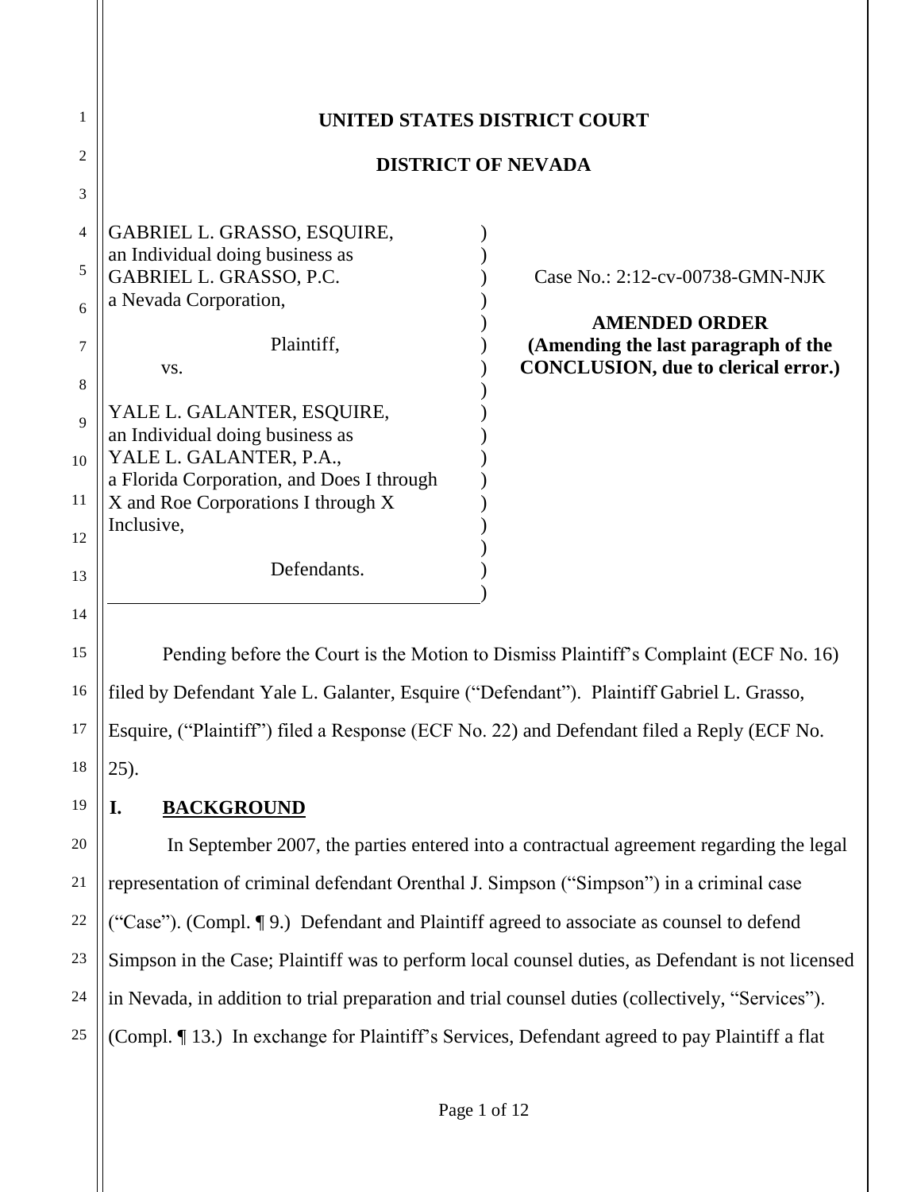**UNITED STATES DISTRICT COURT**

**DISTRICT OF NEVADA**

GABRIEL L. GRASSO, ESQUIRE, an Individual doing business as GABRIEL L. GRASSO, P.C. a Nevada Corporation,

Plaintiff,

vs.

YALE L. GALANTER, ESQUIRE, an Individual doing business as YALE L. GALANTER, P.A., a Florida Corporation, and Does I through X and Roe Corporations I through X Inclusive,

Defendants.

Case No.: 2:12-cv-00738-GMN-NJK

**AMENDED ORDER**
**(Amending the last paragraph of the CONCLUSION, due to clerical error.)**

Pending before the Court is the Motion to Dismiss Plaintiff's Complaint (ECF No. 16) filed by Defendant Yale L. Galanter, Esquire ("Defendant"). Plaintiff Gabriel L. Grasso, Esquire, ("Plaintiff") filed a Response (ECF No. 22) and Defendant filed a Reply (ECF No. 25).

## I. BACKGROUND

In September 2007, the parties entered into a contractual agreement regarding the legal representation of criminal defendant Orenthal J. Simpson ("Simpson") in a criminal case ("Case"). (Compl. ¶ 9.) Defendant and Plaintiff agreed to associate as counsel to defend Simpson in the Case; Plaintiff was to perform local counsel duties, as Defendant is not licensed in Nevada, in addition to trial preparation and trial counsel duties (collectively, "Services"). (Compl. ¶ 13.) In exchange for Plaintiff's Services, Defendant agreed to pay Plaintiff a flat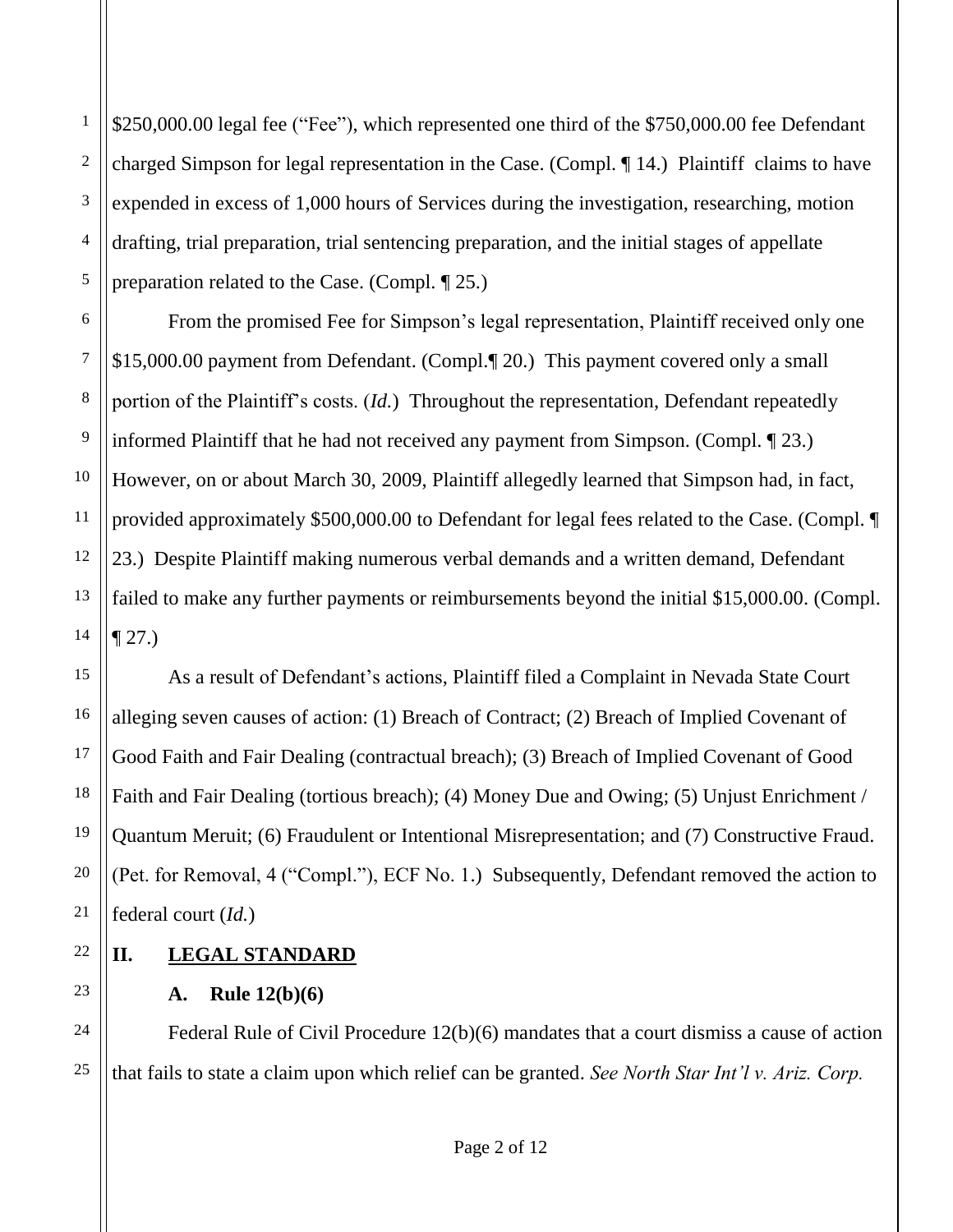$250,000.00 legal fee ("Fee"), which represented one third of the $750,000.00 fee Defendant charged Simpson for legal representation in the Case. (Compl. ¶ 14.) Plaintiff claims to have expended in excess of 1,000 hours of Services during the investigation, researching, motion drafting, trial preparation, trial sentencing preparation, and the initial stages of appellate preparation related to the Case. (Compl. ¶ 25.)

From the promised Fee for Simpson's legal representation, Plaintiff received only one $15,000.00 payment from Defendant. (Compl.¶ 20.) This payment covered only a small portion of the Plaintiff's costs. (*Id.*) Throughout the representation, Defendant repeatedly informed Plaintiff that he had not received any payment from Simpson. (Compl. ¶ 23.) However, on or about March 30, 2009, Plaintiff allegedly learned that Simpson had, in fact, provided approximately $500,000.00 to Defendant for legal fees related to the Case. (Compl. ¶ 23.) Despite Plaintiff making numerous verbal demands and a written demand, Defendant failed to make any further payments or reimbursements beyond the initial $15,000.00. (Compl. ¶ 27.)

As a result of Defendant's actions, Plaintiff filed a Complaint in Nevada State Court alleging seven causes of action: (1) Breach of Contract; (2) Breach of Implied Covenant of Good Faith and Fair Dealing (contractual breach); (3) Breach of Implied Covenant of Good Faith and Fair Dealing (tortious breach); (4) Money Due and Owing; (5) Unjust Enrichment / Quantum Meruit; (6) Fraudulent or Intentional Misrepresentation; and (7) Constructive Fraud. (Pet. for Removal, 4 ("Compl."), ECF No. 1.) Subsequently, Defendant removed the action to federal court (*Id.*)

## II. LEGAL STANDARD

### A. Rule 12(b)(6)

Federal Rule of Civil Procedure 12(b)(6) mandates that a court dismiss a cause of action that fails to state a claim upon which relief can be granted. *See North Star Int'l v. Ariz. Corp.*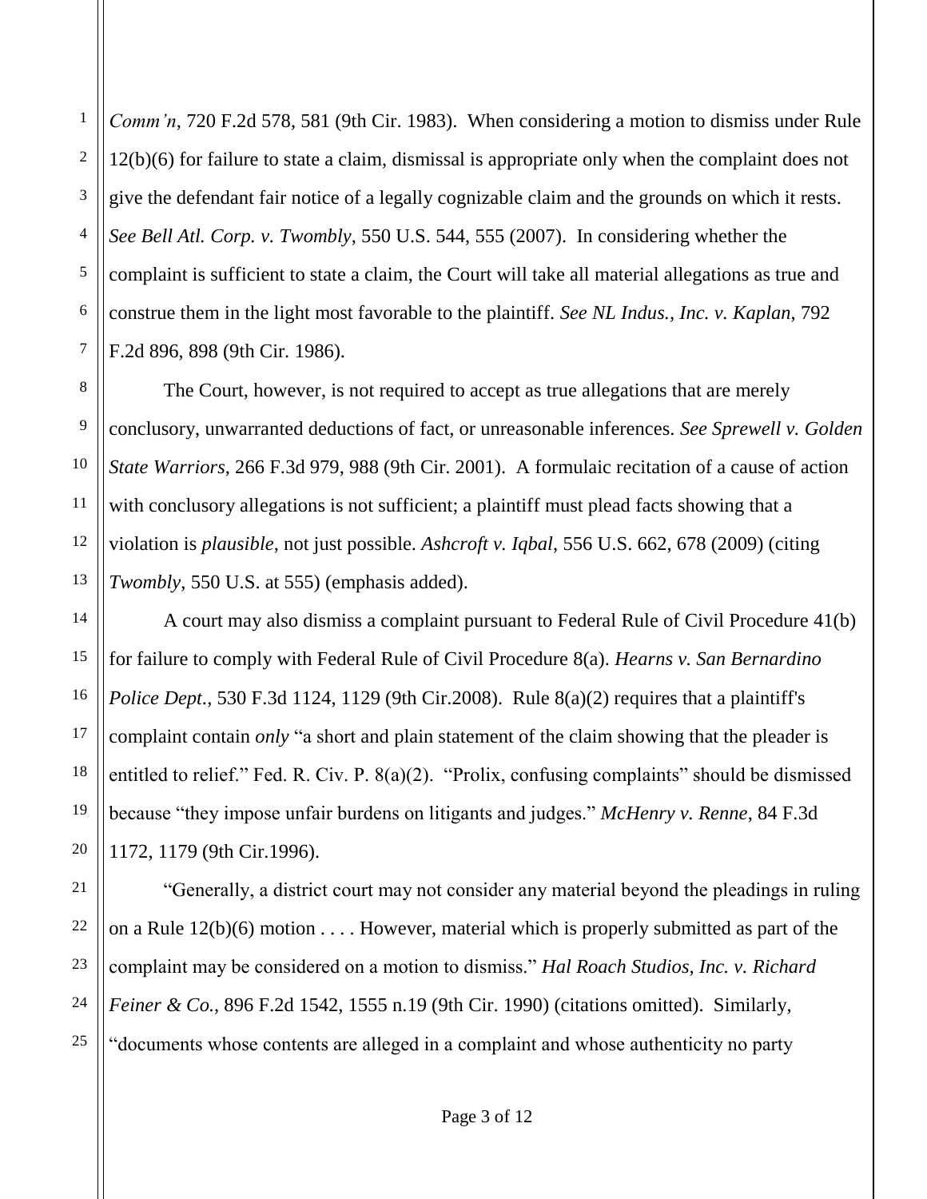*Comm'n*, 720 F.2d 578, 581 (9th Cir. 1983). When considering a motion to dismiss under Rule 12(b)(6) for failure to state a claim, dismissal is appropriate only when the complaint does not give the defendant fair notice of a legally cognizable claim and the grounds on which it rests. *See Bell Atl. Corp. v. Twombly*, 550 U.S. 544, 555 (2007). In considering whether the complaint is sufficient to state a claim, the Court will take all material allegations as true and construe them in the light most favorable to the plaintiff. *See NL Indus., Inc. v. Kaplan*, 792 F.2d 896, 898 (9th Cir. 1986).

The Court, however, is not required to accept as true allegations that are merely conclusory, unwarranted deductions of fact, or unreasonable inferences. *See Sprewell v. Golden State Warriors*, 266 F.3d 979, 988 (9th Cir. 2001). A formulaic recitation of a cause of action with conclusory allegations is not sufficient; a plaintiff must plead facts showing that a violation is *plausible*, not just possible. *Ashcroft v. Iqbal*, 556 U.S. 662, 678 (2009) (citing *Twombly*, 550 U.S. at 555) (emphasis added).

A court may also dismiss a complaint pursuant to Federal Rule of Civil Procedure 41(b) for failure to comply with Federal Rule of Civil Procedure 8(a). *Hearns v. San Bernardino Police Dept.*, 530 F.3d 1124, 1129 (9th Cir.2008). Rule 8(a)(2) requires that a plaintiff's complaint contain *only* "a short and plain statement of the claim showing that the pleader is entitled to relief." Fed. R. Civ. P. 8(a)(2). "Prolix, confusing complaints" should be dismissed because "they impose unfair burdens on litigants and judges." *McHenry v. Renne*, 84 F.3d 1172, 1179 (9th Cir.1996).

"Generally, a district court may not consider any material beyond the pleadings in ruling on a Rule 12(b)(6) motion . . . . However, material which is properly submitted as part of the complaint may be considered on a motion to dismiss." *Hal Roach Studios, Inc. v. Richard Feiner & Co.*, 896 F.2d 1542, 1555 n.19 (9th Cir. 1990) (citations omitted). Similarly, "documents whose contents are alleged in a complaint and whose authenticity no party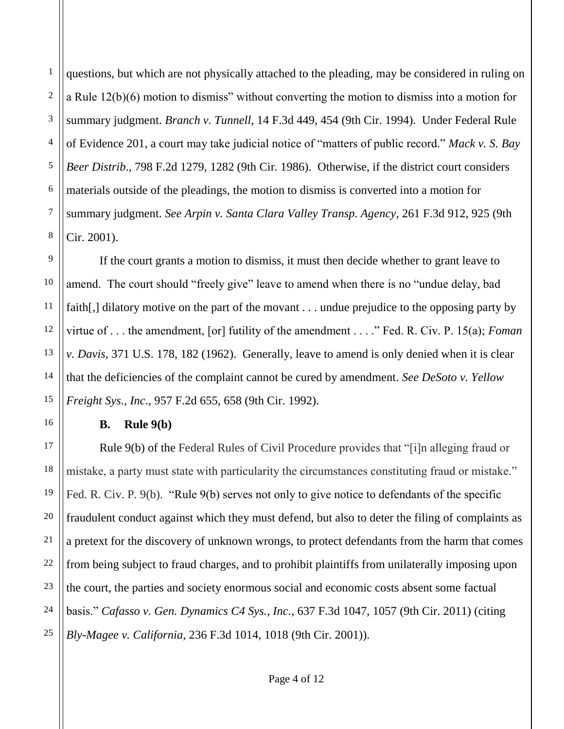questions, but which are not physically attached to the pleading, may be considered in ruling on a Rule 12(b)(6) motion to dismiss" without converting the motion to dismiss into a motion for summary judgment. *Branch v. Tunnell*, 14 F.3d 449, 454 (9th Cir. 1994). Under Federal Rule of Evidence 201, a court may take judicial notice of "matters of public record." *Mack v. S. Bay Beer Distrib.*, 798 F.2d 1279, 1282 (9th Cir. 1986). Otherwise, if the district court considers materials outside of the pleadings, the motion to dismiss is converted into a motion for summary judgment. *See Arpin v. Santa Clara Valley Transp. Agency*, 261 F.3d 912, 925 (9th Cir. 2001).

If the court grants a motion to dismiss, it must then decide whether to grant leave to amend. The court should "freely give" leave to amend when there is no "undue delay, bad faith[,] dilatory motive on the part of the movant . . . undue prejudice to the opposing party by virtue of . . . the amendment, [or] futility of the amendment . . . ." Fed. R. Civ. P. 15(a); *Foman v. Davis*, 371 U.S. 178, 182 (1962). Generally, leave to amend is only denied when it is clear that the deficiencies of the complaint cannot be cured by amendment. *See DeSoto v. Yellow Freight Sys., Inc.*, 957 F.2d 655, 658 (9th Cir. 1992).

### B. Rule 9(b)

Rule 9(b) of the Federal Rules of Civil Procedure provides that "[i]n alleging fraud or mistake, a party must state with particularity the circumstances constituting fraud or mistake." Fed. R. Civ. P. 9(b). "Rule 9(b) serves not only to give notice to defendants of the specific fraudulent conduct against which they must defend, but also to deter the filing of complaints as a pretext for the discovery of unknown wrongs, to protect defendants from the harm that comes from being subject to fraud charges, and to prohibit plaintiffs from unilaterally imposing upon the court, the parties and society enormous social and economic costs absent some factual basis." *Cafasso v. Gen. Dynamics C4 Sys., Inc.*, 637 F.3d 1047, 1057 (9th Cir. 2011) (citing *Bly-Magee v. California*, 236 F.3d 1014, 1018 (9th Cir. 2001)).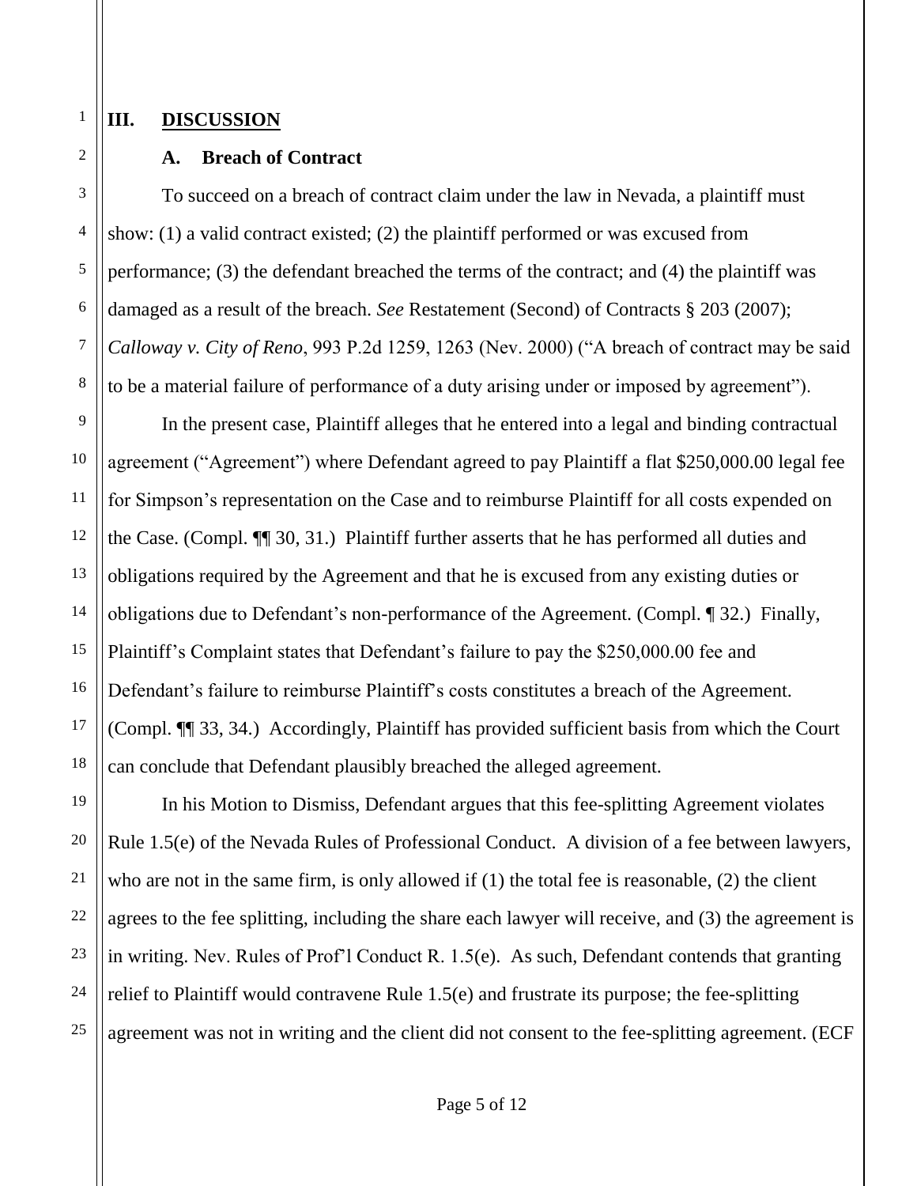## III. DISCUSSION

### A. Breach of Contract

To succeed on a breach of contract claim under the law in Nevada, a plaintiff must show: (1) a valid contract existed; (2) the plaintiff performed or was excused from performance; (3) the defendant breached the terms of the contract; and (4) the plaintiff was damaged as a result of the breach. *See* Restatement (Second) of Contracts § 203 (2007); *Calloway v. City of Reno*, 993 P.2d 1259, 1263 (Nev. 2000) ("A breach of contract may be said to be a material failure of performance of a duty arising under or imposed by agreement").

In the present case, Plaintiff alleges that he entered into a legal and binding contractual agreement ("Agreement") where Defendant agreed to pay Plaintiff a flat $250,000.00 legal fee for Simpson's representation on the Case and to reimburse Plaintiff for all costs expended on the Case. (Compl. ¶¶ 30, 31.) Plaintiff further asserts that he has performed all duties and obligations required by the Agreement and that he is excused from any existing duties or obligations due to Defendant's non-performance of the Agreement. (Compl. ¶ 32.) Finally, Plaintiff's Complaint states that Defendant's failure to pay the $250,000.00 fee and Defendant's failure to reimburse Plaintiff's costs constitutes a breach of the Agreement. (Compl. ¶¶ 33, 34.) Accordingly, Plaintiff has provided sufficient basis from which the Court can conclude that Defendant plausibly breached the alleged agreement.

In his Motion to Dismiss, Defendant argues that this fee-splitting Agreement violates Rule 1.5(e) of the Nevada Rules of Professional Conduct. A division of a fee between lawyers, who are not in the same firm, is only allowed if (1) the total fee is reasonable, (2) the client agrees to the fee splitting, including the share each lawyer will receive, and (3) the agreement is in writing. Nev. Rules of Prof'l Conduct R. 1.5(e). As such, Defendant contends that granting relief to Plaintiff would contravene Rule 1.5(e) and frustrate its purpose; the fee-splitting agreement was not in writing and the client did not consent to the fee-splitting agreement. (ECF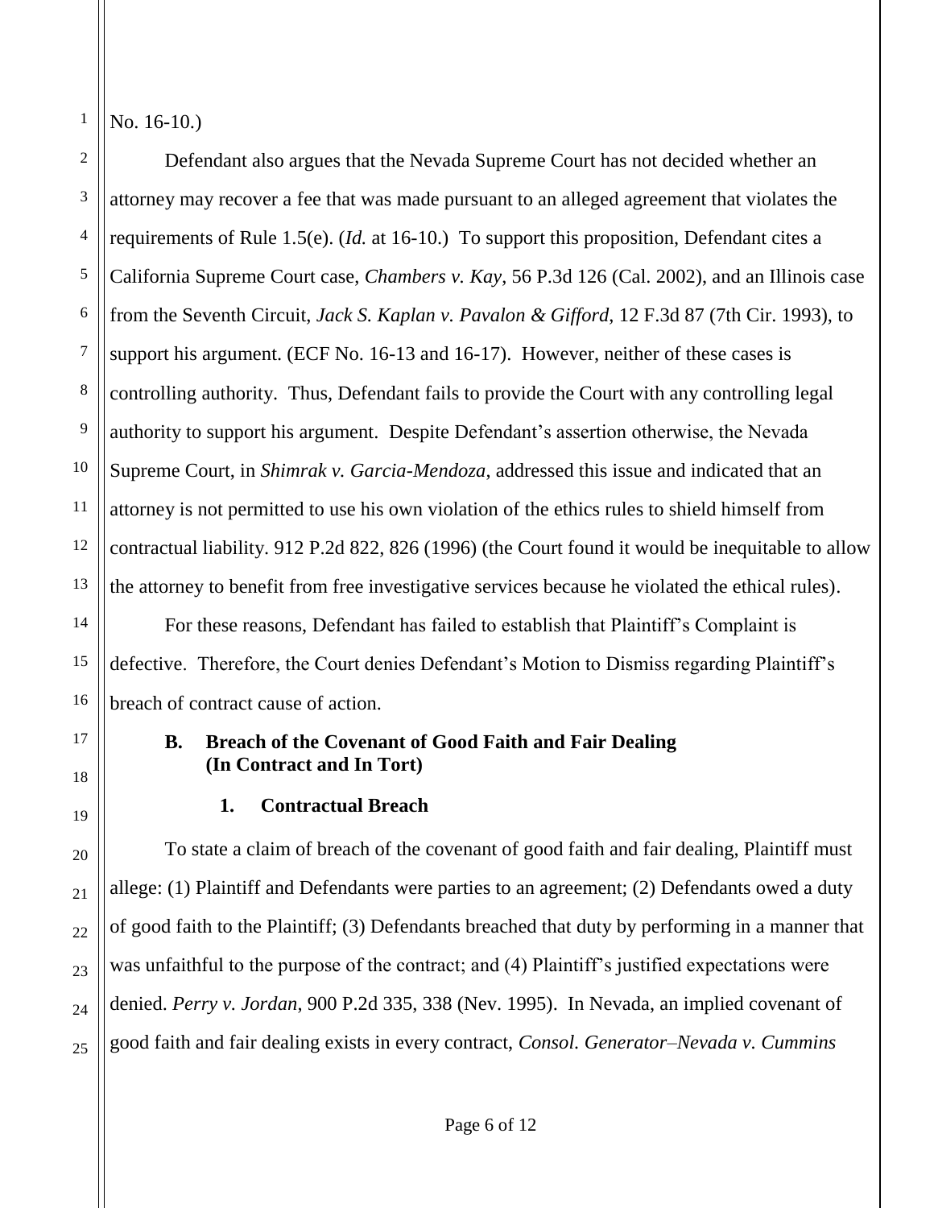No. 16-10.)

Defendant also argues that the Nevada Supreme Court has not decided whether an attorney may recover a fee that was made pursuant to an alleged agreement that violates the requirements of Rule 1.5(e). (*Id.* at 16-10.) To support this proposition, Defendant cites a California Supreme Court case, *Chambers v. Kay*, 56 P.3d 126 (Cal. 2002), and an Illinois case from the Seventh Circuit, *Jack S. Kaplan v. Pavalon & Gifford*, 12 F.3d 87 (7th Cir. 1993), to support his argument. (ECF No. 16-13 and 16-17). However, neither of these cases is controlling authority. Thus, Defendant fails to provide the Court with any controlling legal authority to support his argument. Despite Defendant's assertion otherwise, the Nevada Supreme Court, in *Shimrak v. Garcia-Mendoza*, addressed this issue and indicated that an attorney is not permitted to use his own violation of the ethics rules to shield himself from contractual liability. 912 P.2d 822, 826 (1996) (the Court found it would be inequitable to allow the attorney to benefit from free investigative services because he violated the ethical rules).

For these reasons, Defendant has failed to establish that Plaintiff's Complaint is defective. Therefore, the Court denies Defendant's Motion to Dismiss regarding Plaintiff's breach of contract cause of action.

### B. Breach of the Covenant of Good Faith and Fair Dealing (In Contract and In Tort)

#### 1. Contractual Breach

To state a claim of breach of the covenant of good faith and fair dealing, Plaintiff must allege: (1) Plaintiff and Defendants were parties to an agreement; (2) Defendants owed a duty of good faith to the Plaintiff; (3) Defendants breached that duty by performing in a manner that was unfaithful to the purpose of the contract; and (4) Plaintiff's justified expectations were denied. *Perry v. Jordan*, 900 P.2d 335, 338 (Nev. 1995). In Nevada, an implied covenant of good faith and fair dealing exists in every contract, *Consol. Generator–Nevada v. Cummins*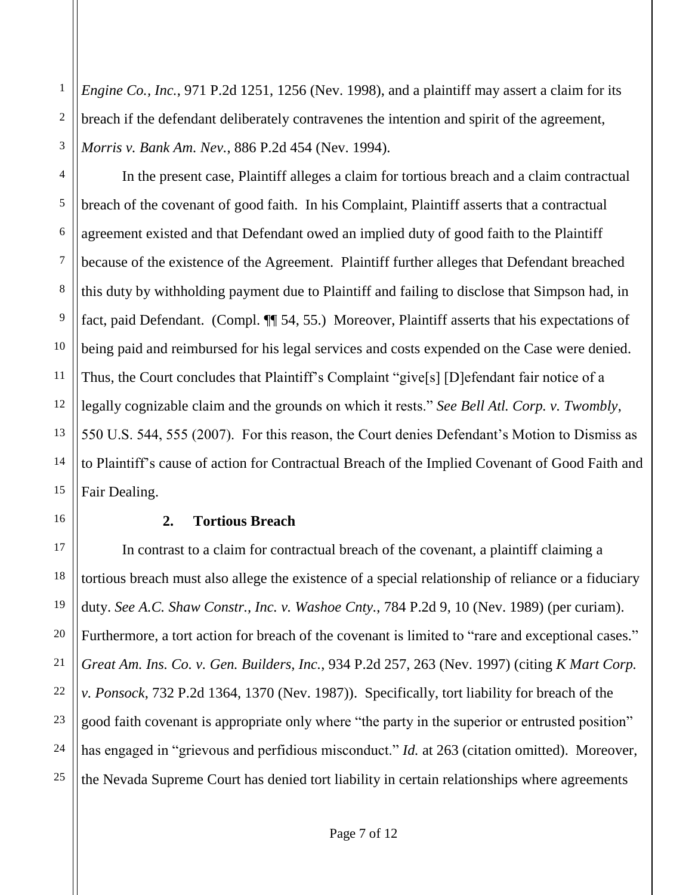*Engine Co., Inc.*, 971 P.2d 1251, 1256 (Nev. 1998), and a plaintiff may assert a claim for its breach if the defendant deliberately contravenes the intention and spirit of the agreement, *Morris v. Bank Am. Nev.*, 886 P.2d 454 (Nev. 1994).

In the present case, Plaintiff alleges a claim for tortious breach and a claim contractual breach of the covenant of good faith. In his Complaint, Plaintiff asserts that a contractual agreement existed and that Defendant owed an implied duty of good faith to the Plaintiff because of the existence of the Agreement. Plaintiff further alleges that Defendant breached this duty by withholding payment due to Plaintiff and failing to disclose that Simpson had, in fact, paid Defendant. (Compl. ¶¶ 54, 55.) Moreover, Plaintiff asserts that his expectations of being paid and reimbursed for his legal services and costs expended on the Case were denied. Thus, the Court concludes that Plaintiff's Complaint "give[s] [D]efendant fair notice of a legally cognizable claim and the grounds on which it rests." *See Bell Atl. Corp. v. Twombly*, 550 U.S. 544, 555 (2007). For this reason, the Court denies Defendant's Motion to Dismiss as to Plaintiff's cause of action for Contractual Breach of the Implied Covenant of Good Faith and Fair Dealing.

**2. Tortious Breach**

In contrast to a claim for contractual breach of the covenant, a plaintiff claiming a tortious breach must also allege the existence of a special relationship of reliance or a fiduciary duty. *See A.C. Shaw Constr., Inc. v. Washoe Cnty.*, 784 P.2d 9, 10 (Nev. 1989) (per curiam). Furthermore, a tort action for breach of the covenant is limited to "rare and exceptional cases." *Great Am. Ins. Co. v. Gen. Builders, Inc.*, 934 P.2d 257, 263 (Nev. 1997) (citing *K Mart Corp. v. Ponsock*, 732 P.2d 1364, 1370 (Nev. 1987)). Specifically, tort liability for breach of the good faith covenant is appropriate only where "the party in the superior or entrusted position" has engaged in "grievous and perfidious misconduct." *Id.* at 263 (citation omitted). Moreover, the Nevada Supreme Court has denied tort liability in certain relationships where agreements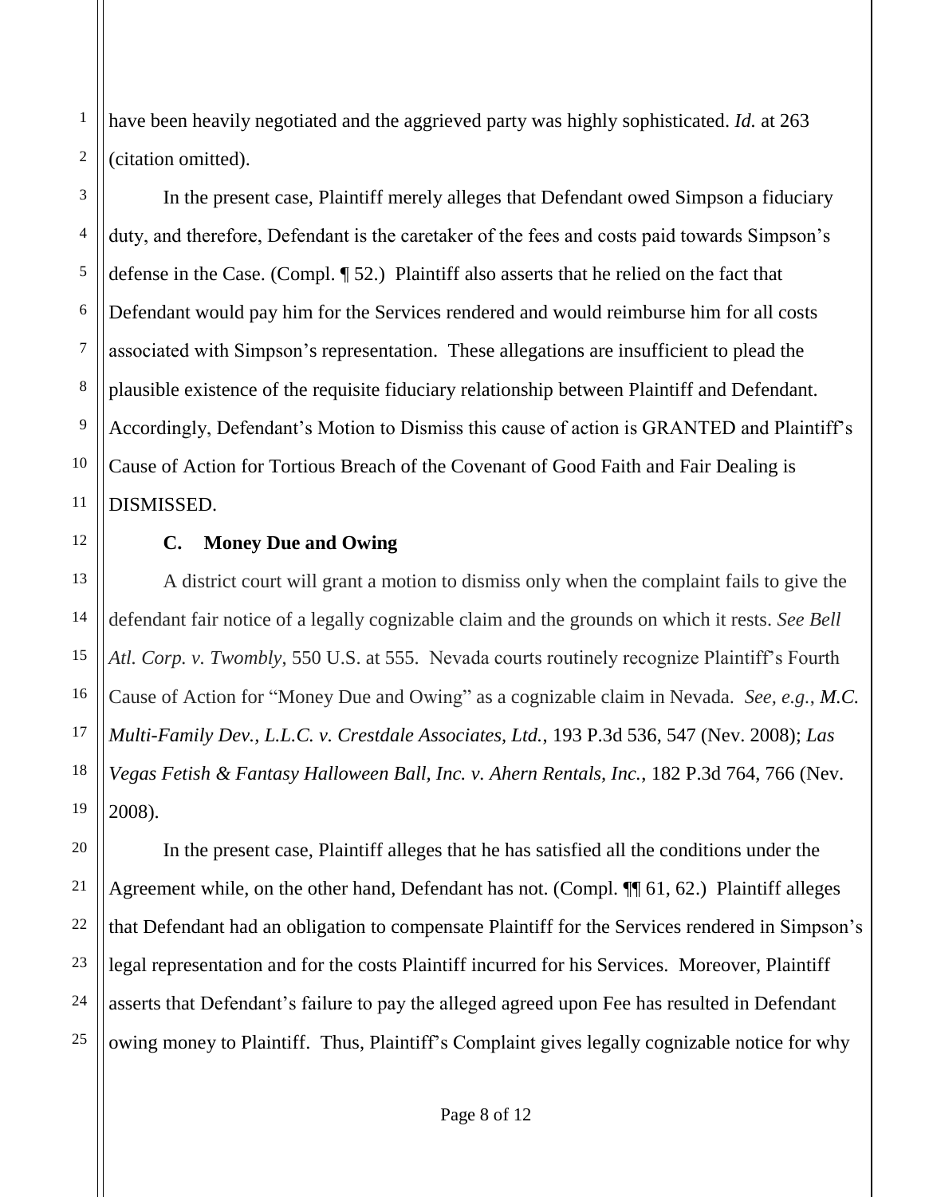have been heavily negotiated and the aggrieved party was highly sophisticated. *Id.* at 263 (citation omitted).

In the present case, Plaintiff merely alleges that Defendant owed Simpson a fiduciary duty, and therefore, Defendant is the caretaker of the fees and costs paid towards Simpson's defense in the Case. (Compl. ¶ 52.) Plaintiff also asserts that he relied on the fact that Defendant would pay him for the Services rendered and would reimburse him for all costs associated with Simpson's representation. These allegations are insufficient to plead the plausible existence of the requisite fiduciary relationship between Plaintiff and Defendant. Accordingly, Defendant's Motion to Dismiss this cause of action is GRANTED and Plaintiff's Cause of Action for Tortious Breach of the Covenant of Good Faith and Fair Dealing is DISMISSED.

**C. Money Due and Owing**

A district court will grant a motion to dismiss only when the complaint fails to give the defendant fair notice of a legally cognizable claim and the grounds on which it rests. *See Bell Atl. Corp. v. Twombly*, 550 U.S. at 555. Nevada courts routinely recognize Plaintiff's Fourth Cause of Action for "Money Due and Owing" as a cognizable claim in Nevada. *See, e.g.*, *M.C. Multi-Family Dev., L.L.C. v. Crestdale Associates, Ltd.*, 193 P.3d 536, 547 (Nev. 2008); *Las Vegas Fetish & Fantasy Halloween Ball, Inc. v. Ahern Rentals, Inc.*, 182 P.3d 764, 766 (Nev. 2008).

In the present case, Plaintiff alleges that he has satisfied all the conditions under the Agreement while, on the other hand, Defendant has not. (Compl. ¶¶ 61, 62.) Plaintiff alleges that Defendant had an obligation to compensate Plaintiff for the Services rendered in Simpson's legal representation and for the costs Plaintiff incurred for his Services. Moreover, Plaintiff asserts that Defendant's failure to pay the alleged agreed upon Fee has resulted in Defendant owing money to Plaintiff. Thus, Plaintiff's Complaint gives legally cognizable notice for why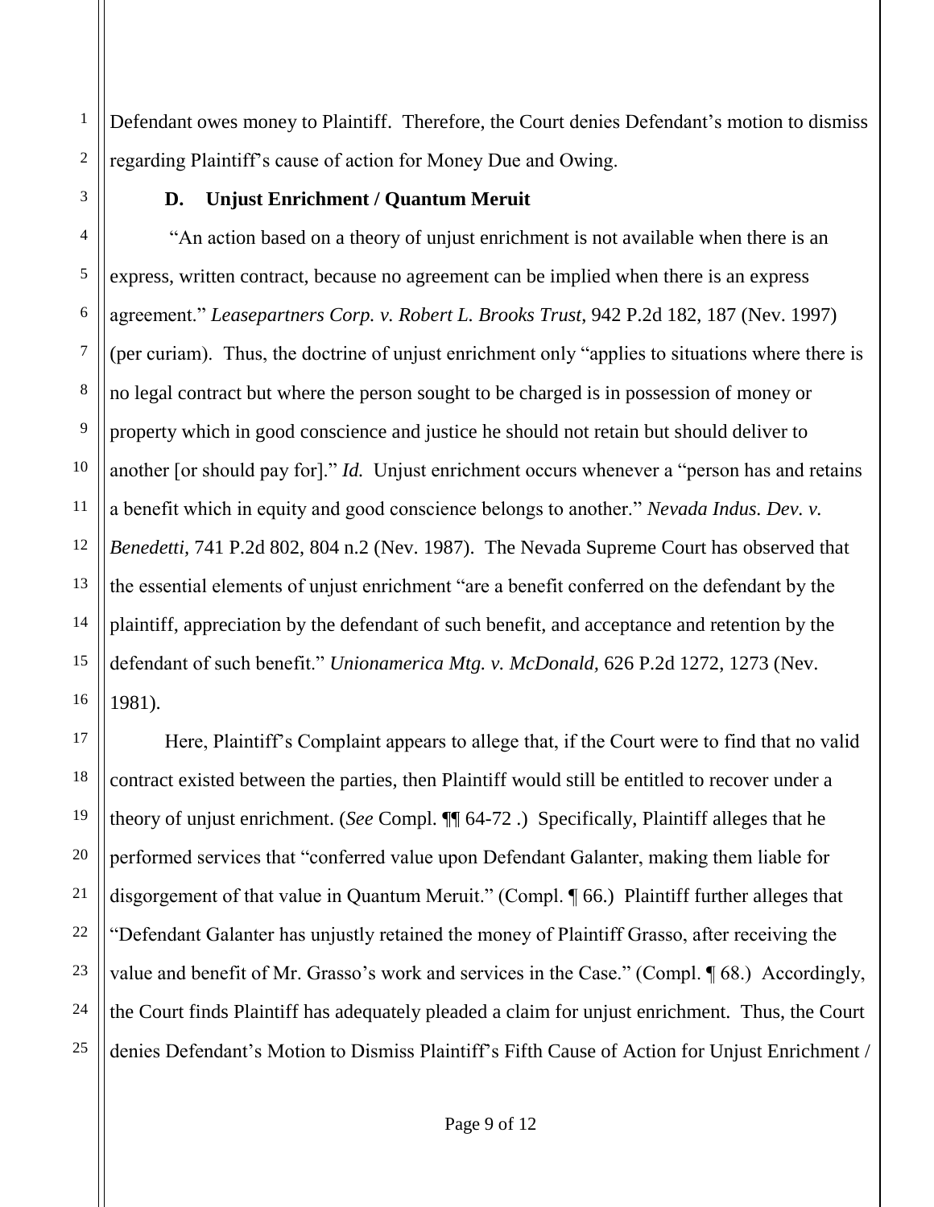Defendant owes money to Plaintiff. Therefore, the Court denies Defendant's motion to dismiss regarding Plaintiff's cause of action for Money Due and Owing.

### D. Unjust Enrichment / Quantum Meruit

"An action based on a theory of unjust enrichment is not available when there is an express, written contract, because no agreement can be implied when there is an express agreement." *Leasepartners Corp. v. Robert L. Brooks Trust*, 942 P.2d 182, 187 (Nev. 1997) (per curiam). Thus, the doctrine of unjust enrichment only "applies to situations where there is no legal contract but where the person sought to be charged is in possession of money or property which in good conscience and justice he should not retain but should deliver to another [or should pay for]." *Id.* Unjust enrichment occurs whenever a "person has and retains a benefit which in equity and good conscience belongs to another." *Nevada Indus. Dev. v. Benedetti,* 741 P.2d 802, 804 n.2 (Nev. 1987). The Nevada Supreme Court has observed that the essential elements of unjust enrichment "are a benefit conferred on the defendant by the plaintiff, appreciation by the defendant of such benefit, and acceptance and retention by the defendant of such benefit." *Unionamerica Mtg. v. McDonald,* 626 P.2d 1272, 1273 (Nev. 1981).

Here, Plaintiff's Complaint appears to allege that, if the Court were to find that no valid contract existed between the parties, then Plaintiff would still be entitled to recover under a theory of unjust enrichment. (*See* Compl. ¶¶ 64-72 .) Specifically, Plaintiff alleges that he performed services that "conferred value upon Defendant Galanter, making them liable for disgorgement of that value in Quantum Meruit." (Compl. ¶ 66.) Plaintiff further alleges that "Defendant Galanter has unjustly retained the money of Plaintiff Grasso, after receiving the value and benefit of Mr. Grasso's work and services in the Case." (Compl. ¶ 68.) Accordingly, the Court finds Plaintiff has adequately pleaded a claim for unjust enrichment. Thus, the Court denies Defendant's Motion to Dismiss Plaintiff's Fifth Cause of Action for Unjust Enrichment /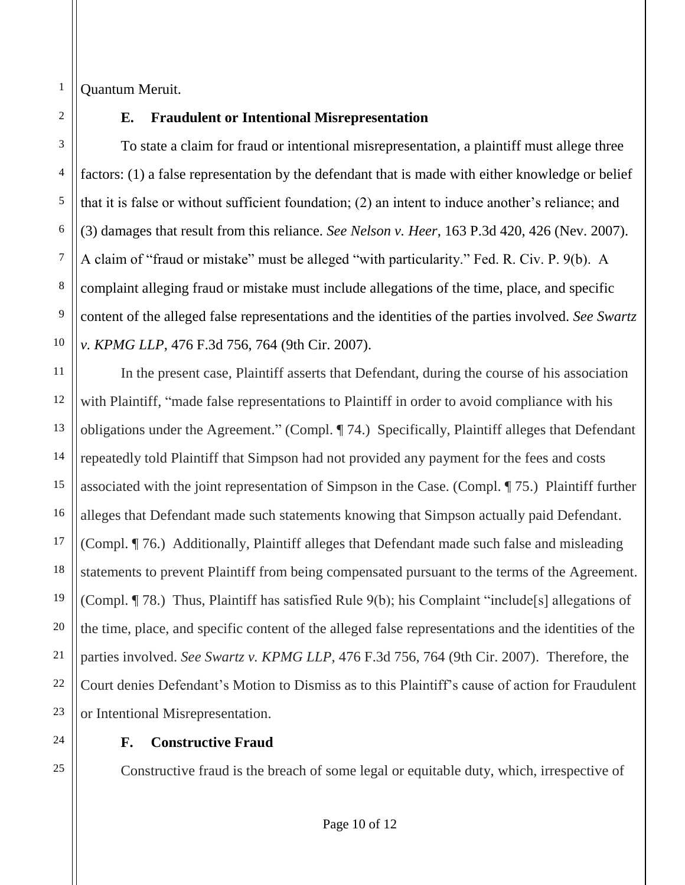Quantum Meruit.

### E. Fraudulent or Intentional Misrepresentation

To state a claim for fraud or intentional misrepresentation, a plaintiff must allege three factors: (1) a false representation by the defendant that is made with either knowledge or belief that it is false or without sufficient foundation; (2) an intent to induce another's reliance; and (3) damages that result from this reliance. *See Nelson v. Heer*, 163 P.3d 420, 426 (Nev. 2007). A claim of "fraud or mistake" must be alleged "with particularity." Fed. R. Civ. P. 9(b). A complaint alleging fraud or mistake must include allegations of the time, place, and specific content of the alleged false representations and the identities of the parties involved. *See Swartz v. KPMG LLP*, 476 F.3d 756, 764 (9th Cir. 2007).

In the present case, Plaintiff asserts that Defendant, during the course of his association with Plaintiff, "made false representations to Plaintiff in order to avoid compliance with his obligations under the Agreement." (Compl. ¶ 74.) Specifically, Plaintiff alleges that Defendant repeatedly told Plaintiff that Simpson had not provided any payment for the fees and costs associated with the joint representation of Simpson in the Case. (Compl. ¶ 75.) Plaintiff further alleges that Defendant made such statements knowing that Simpson actually paid Defendant. (Compl. ¶ 76.) Additionally, Plaintiff alleges that Defendant made such false and misleading statements to prevent Plaintiff from being compensated pursuant to the terms of the Agreement. (Compl. ¶ 78.) Thus, Plaintiff has satisfied Rule 9(b); his Complaint "include[s] allegations of the time, place, and specific content of the alleged false representations and the identities of the parties involved. *See Swartz v. KPMG LLP*, 476 F.3d 756, 764 (9th Cir. 2007). Therefore, the Court denies Defendant's Motion to Dismiss as to this Plaintiff's cause of action for Fraudulent or Intentional Misrepresentation.

### F. Constructive Fraud

Constructive fraud is the breach of some legal or equitable duty, which, irrespective of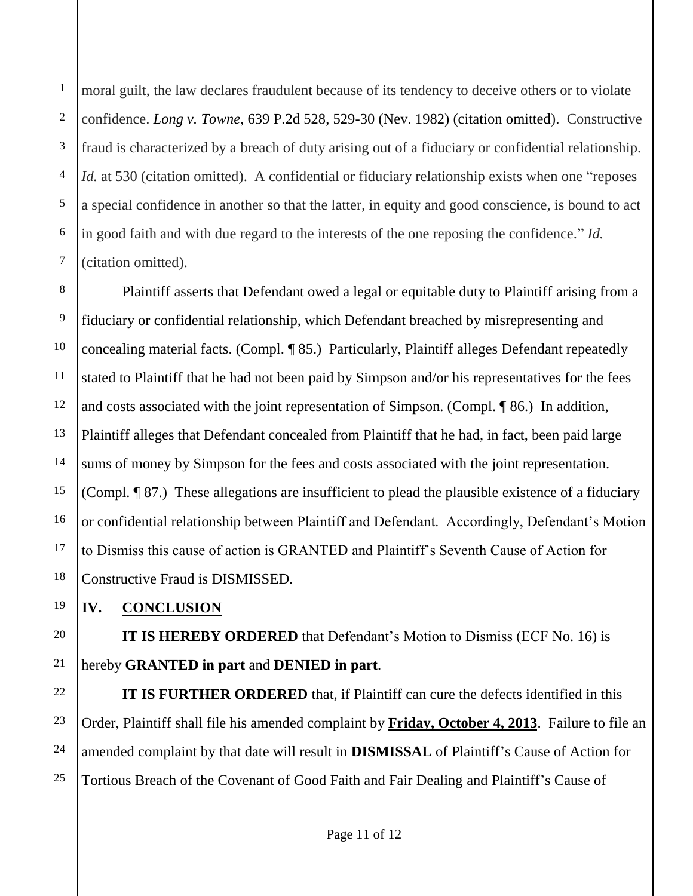moral guilt, the law declares fraudulent because of its tendency to deceive others or to violate confidence. *Long v. Towne*, 639 P.2d 528, 529-30 (Nev. 1982) (citation omitted). Constructive fraud is characterized by a breach of duty arising out of a fiduciary or confidential relationship. *Id.* at 530 (citation omitted). A confidential or fiduciary relationship exists when one "reposes a special confidence in another so that the latter, in equity and good conscience, is bound to act in good faith and with due regard to the interests of the one reposing the confidence." *Id.* (citation omitted).

Plaintiff asserts that Defendant owed a legal or equitable duty to Plaintiff arising from a fiduciary or confidential relationship, which Defendant breached by misrepresenting and concealing material facts. (Compl. ¶ 85.) Particularly, Plaintiff alleges Defendant repeatedly stated to Plaintiff that he had not been paid by Simpson and/or his representatives for the fees and costs associated with the joint representation of Simpson. (Compl. ¶ 86.) In addition, Plaintiff alleges that Defendant concealed from Plaintiff that he had, in fact, been paid large sums of money by Simpson for the fees and costs associated with the joint representation. (Compl. ¶ 87.) These allegations are insufficient to plead the plausible existence of a fiduciary or confidential relationship between Plaintiff and Defendant. Accordingly, Defendant's Motion to Dismiss this cause of action is GRANTED and Plaintiff's Seventh Cause of Action for Constructive Fraud is DISMISSED.

## IV. CONCLUSION

**IT IS HEREBY ORDERED** that Defendant's Motion to Dismiss (ECF No. 16) is hereby **GRANTED in part** and **DENIED in part**.

**IT IS FURTHER ORDERED** that, if Plaintiff can cure the defects identified in this Order, Plaintiff shall file his amended complaint by **Friday, October 4, 2013**. Failure to file an amended complaint by that date will result in **DISMISSAL** of Plaintiff's Cause of Action for Tortious Breach of the Covenant of Good Faith and Fair Dealing and Plaintiff's Cause of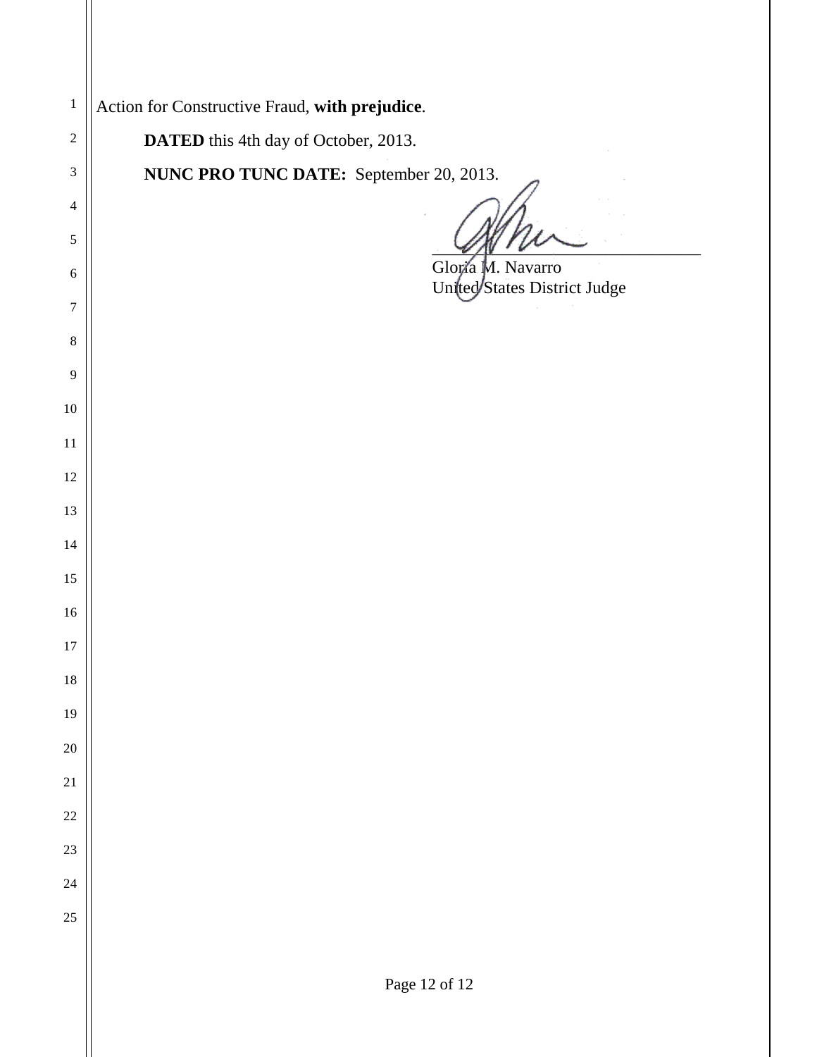Action for Constructive Fraud, **with prejudice**.

**DATED** this 4th day of October, 2013.

**NUNC PRO TUNC DATE:** September 20, 2013.

\_\_\_\_\_\_\_\_\_\_\_\_\_\_\_\_\_\_\_\_\_\_\_\_\_\_\_\_\_\_\_\_

Gloria M. Navarro
United States District Judge